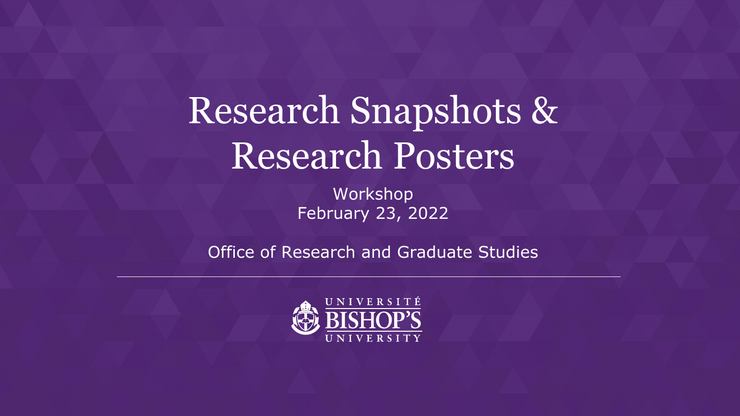# Research Snapshots & Research Posters

Workshop
February 23, 2022

Office of Research and Graduate Studies

UNIVERSITÉ BISHOP'S UNIVERSITY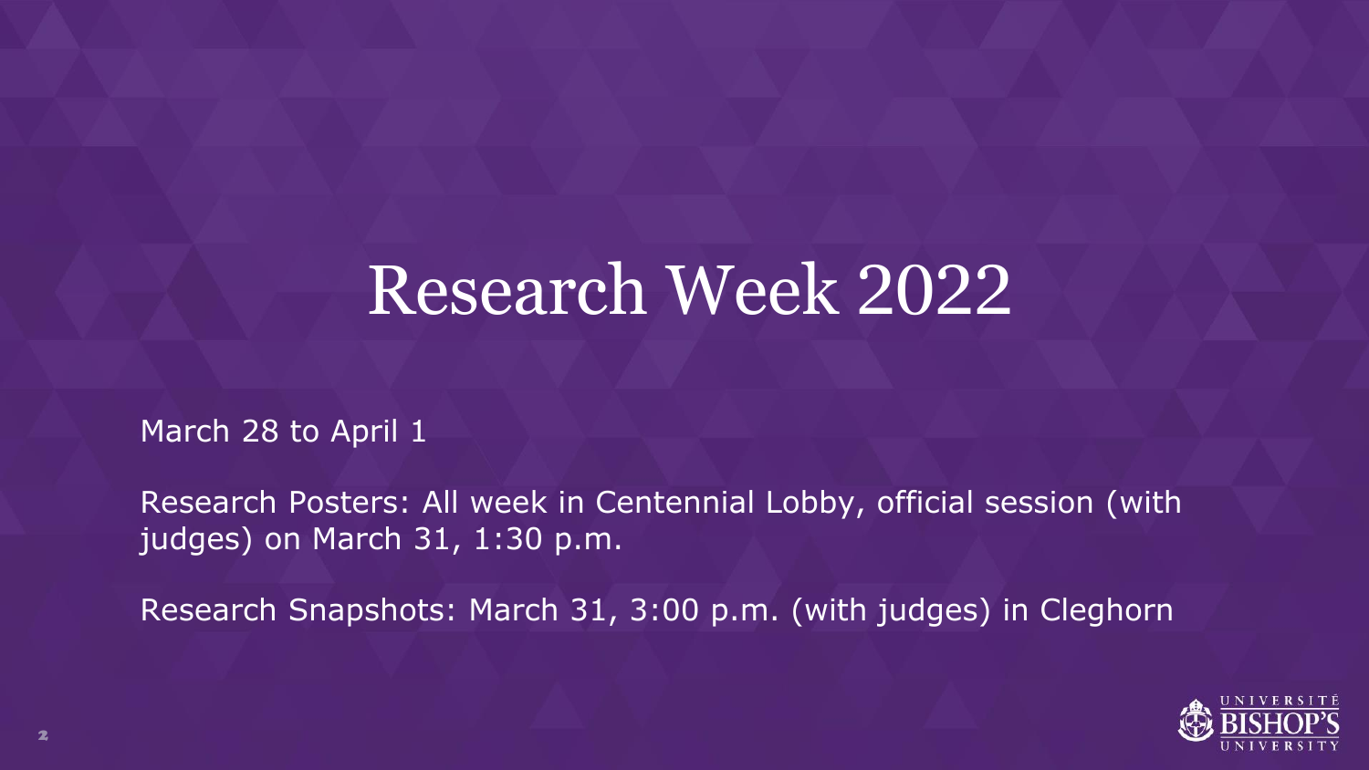# Research Week 2022

March 28 to April 1

Research Posters: All week in Centennial Lobby, official session (with judges) on March 31, 1:30 p.m.

Research Snapshots: March 31, 3:00 p.m. (with judges) in Cleghorn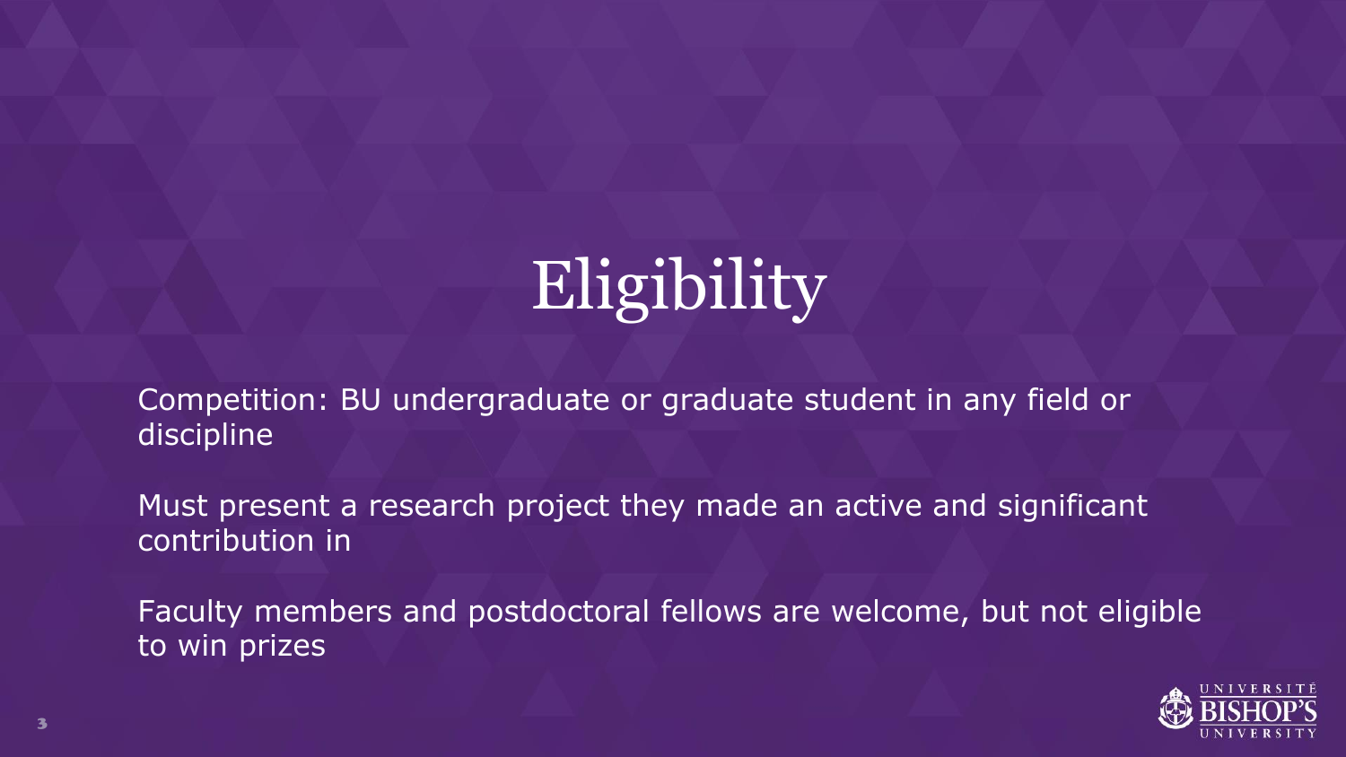# Eligibility

Competition: BU undergraduate or graduate student in any field or discipline

Must present a research project they made an active and significant contribution in

Faculty members and postdoctoral fellows are welcome, but not eligible to win prizes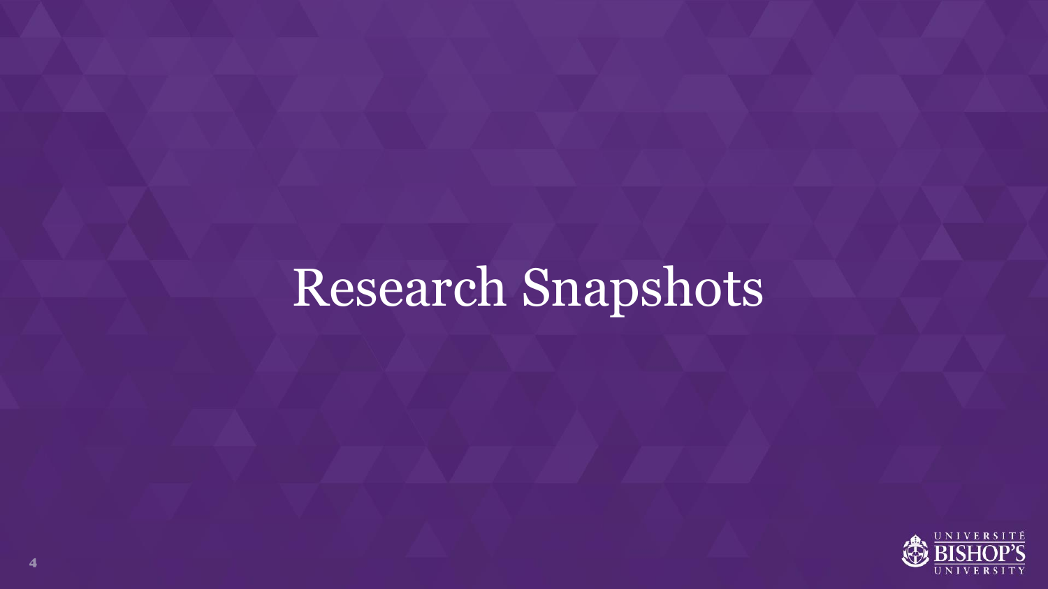# Research Snapshots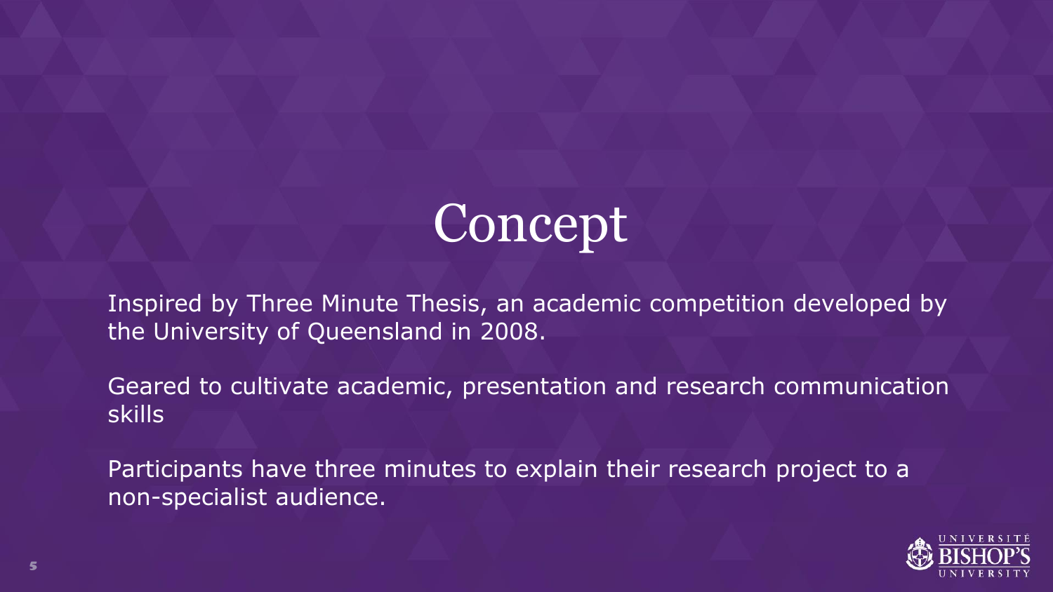# Concept

Inspired by Three Minute Thesis, an academic competition developed by the University of Queensland in 2008.

Geared to cultivate academic, presentation and research communication skills

Participants have three minutes to explain their research project to a non-specialist audience.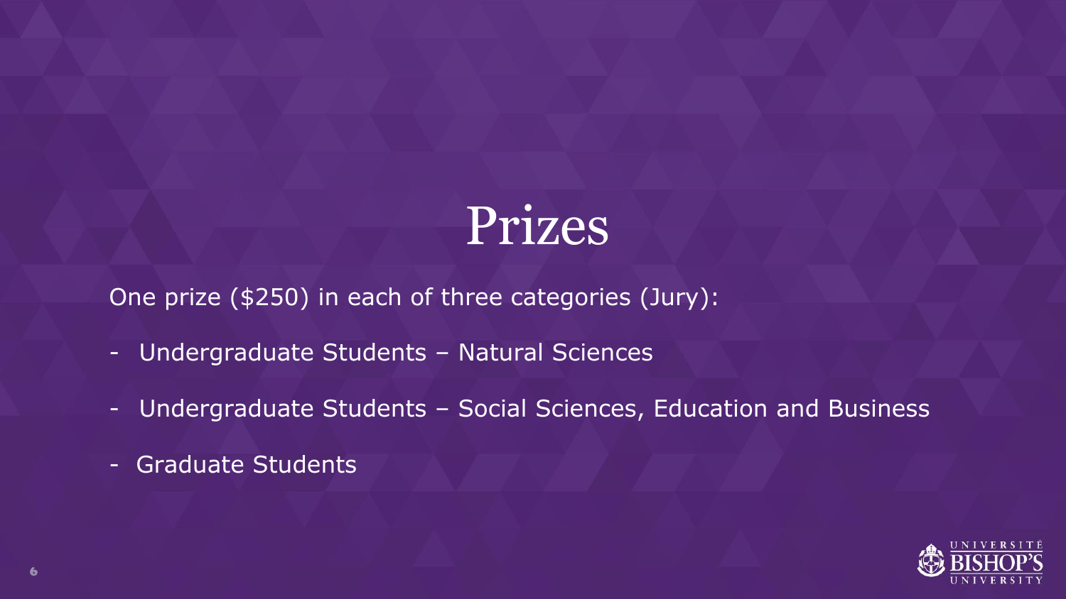# Prizes

One prize ($250) in each of three categories (Jury):

- Undergraduate Students – Natural Sciences
- Undergraduate Students – Social Sciences, Education and Business
- Graduate Students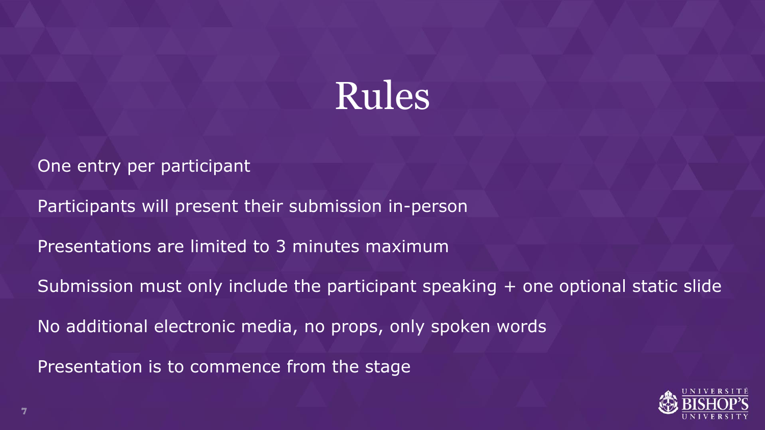# Rules

One entry per participant

Participants will present their submission in-person

Presentations are limited to 3 minutes maximum

Submission must only include the participant speaking + one optional static slide

No additional electronic media, no props, only spoken words

Presentation is to commence from the stage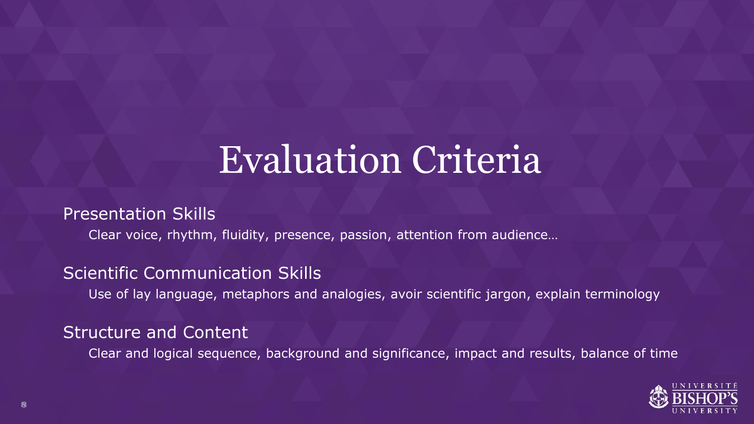# Evaluation Criteria

## Presentation Skills

Clear voice, rhythm, fluidity, presence, passion, attention from audience…

## Scientific Communication Skills

Use of lay language, metaphors and analogies, avoir scientific jargon, explain terminology

## Structure and Content

Clear and logical sequence, background and significance, impact and results, balance of time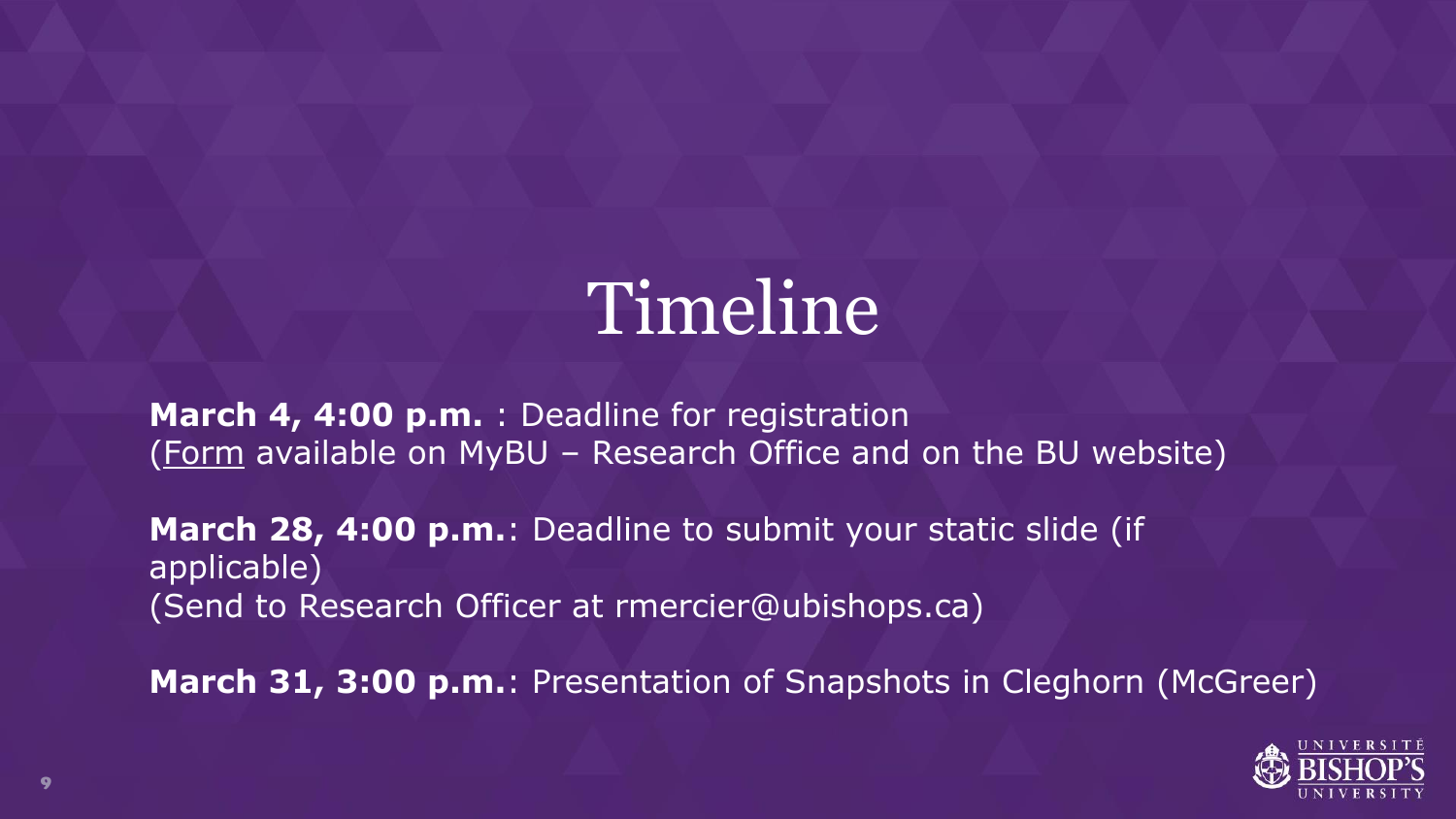# Timeline

**March 4, 4:00 p.m.** : Deadline for registration
(Form available on MyBU – Research Office and on the BU website)

**March 28, 4:00 p.m.**: Deadline to submit your static slide (if applicable)
(Send to Research Officer at rmercier@ubishops.ca)

**March 31, 3:00 p.m.**: Presentation of Snapshots in Cleghorn (McGreer)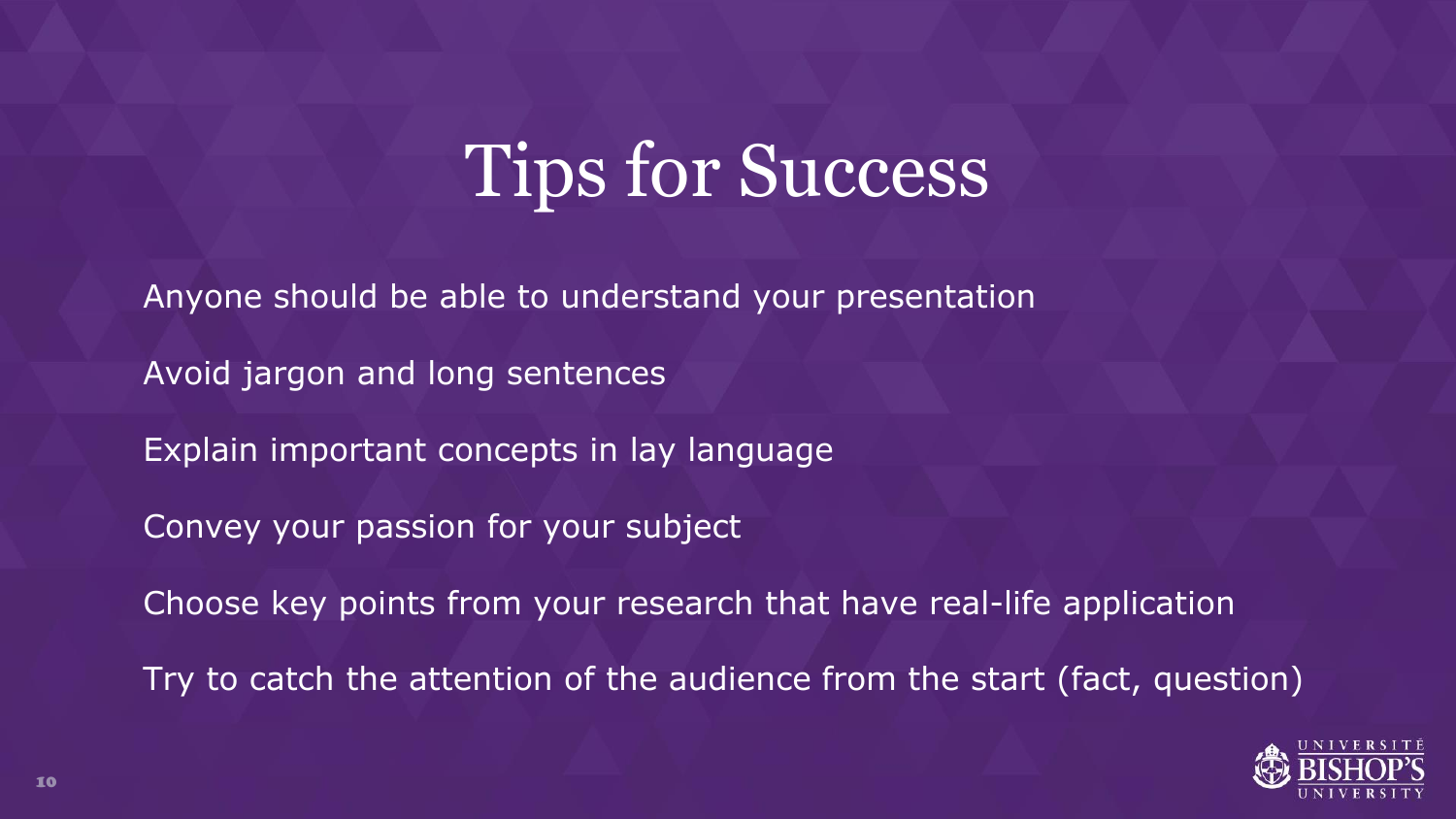# Tips for Success

Anyone should be able to understand your presentation

Avoid jargon and long sentences

Explain important concepts in lay language

Convey your passion for your subject

Choose key points from your research that have real-life application

Try to catch the attention of the audience from the start (fact, question)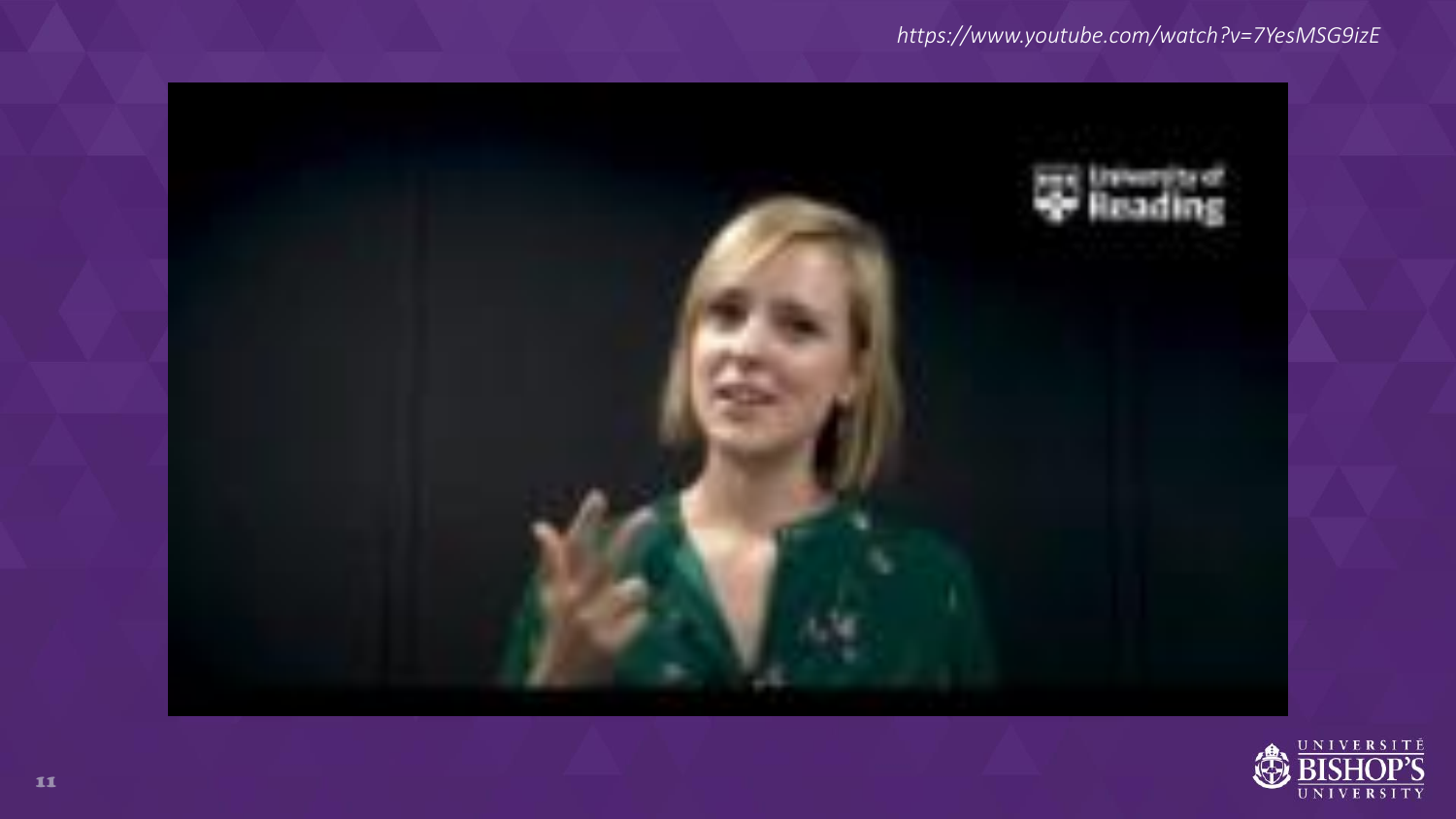https://www.youtube.com/watch?v=7YesMSG9izE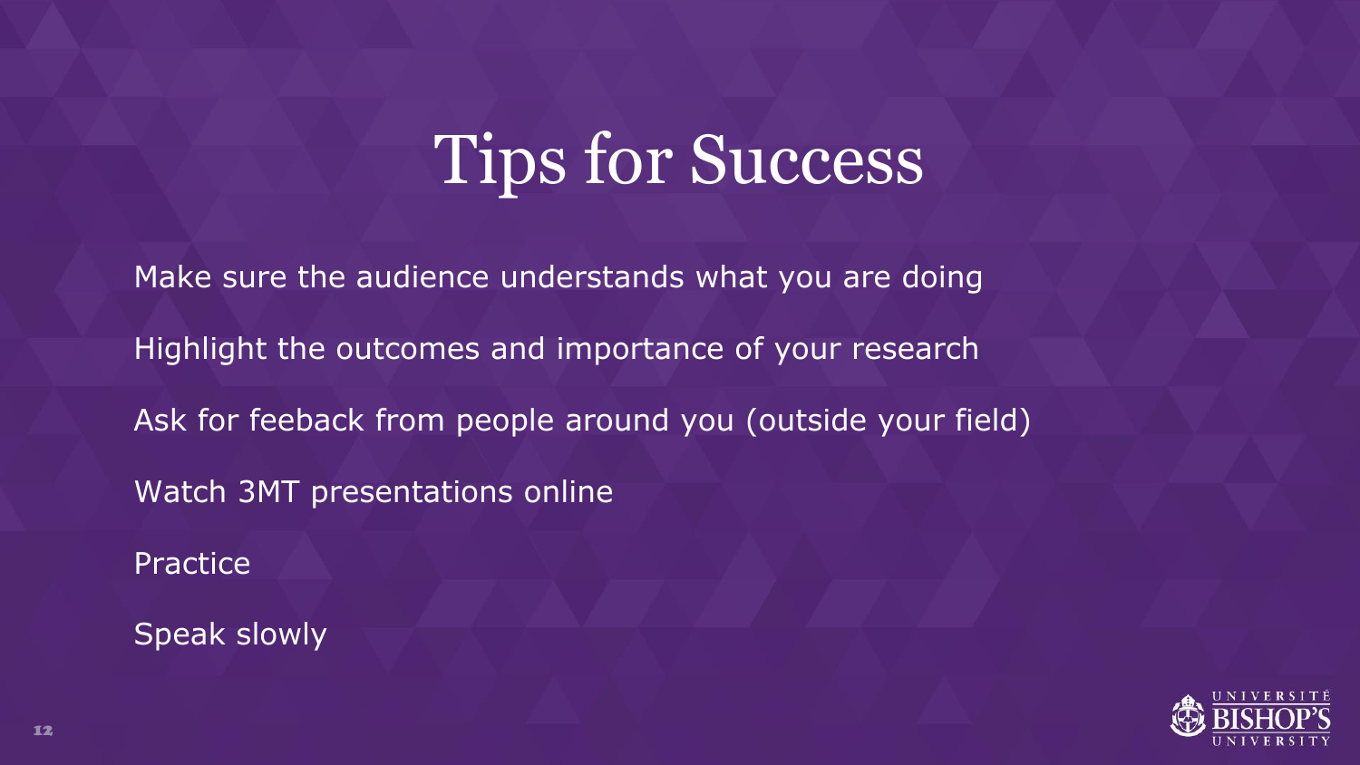# Tips for Success

Make sure the audience understands what you are doing

Highlight the outcomes and importance of your research

Ask for feeback from people around you (outside your field)

Watch 3MT presentations online

Practice

Speak slowly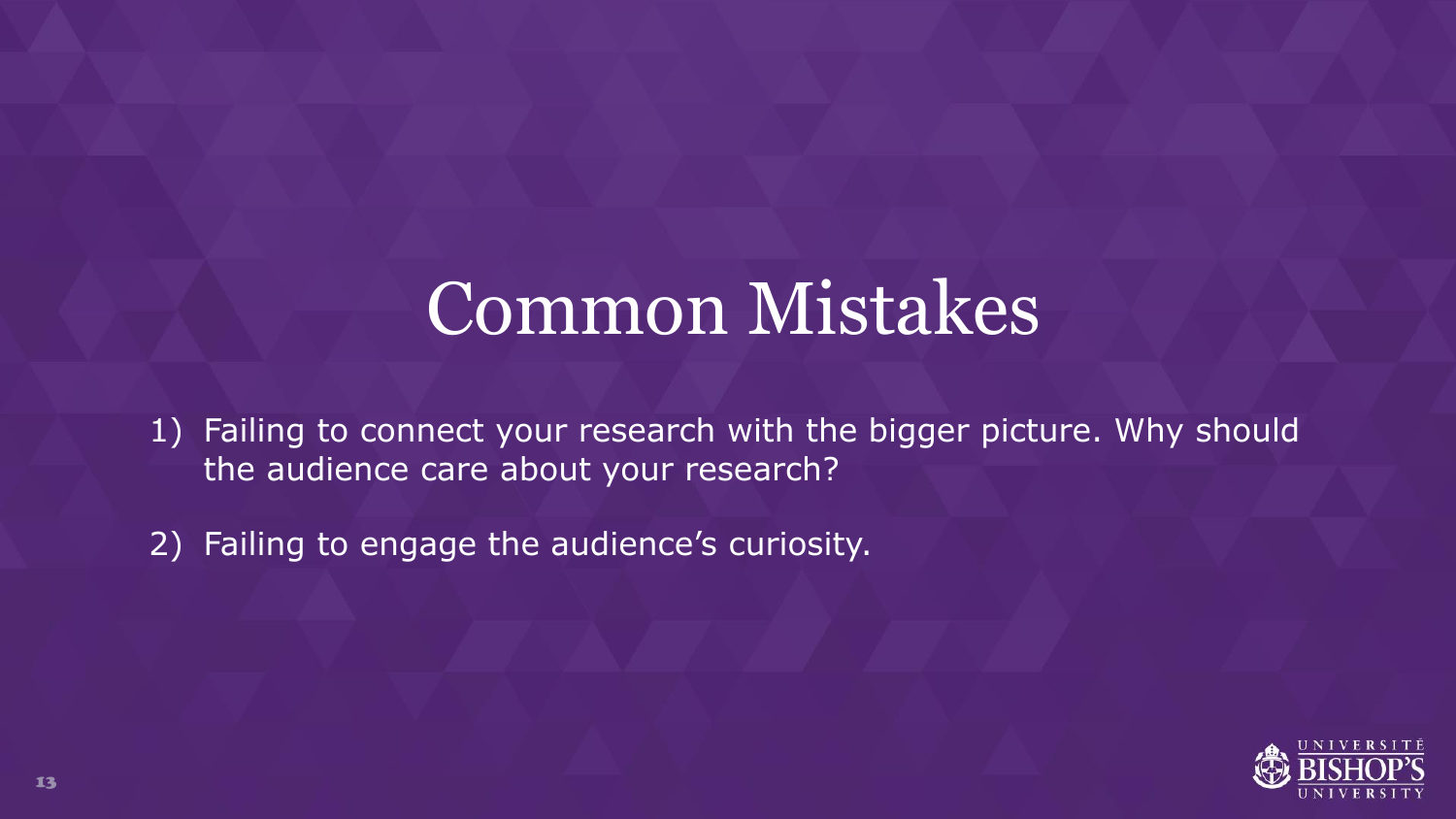# Common Mistakes

1) Failing to connect your research with the bigger picture. Why should the audience care about your research?

2) Failing to engage the audience's curiosity.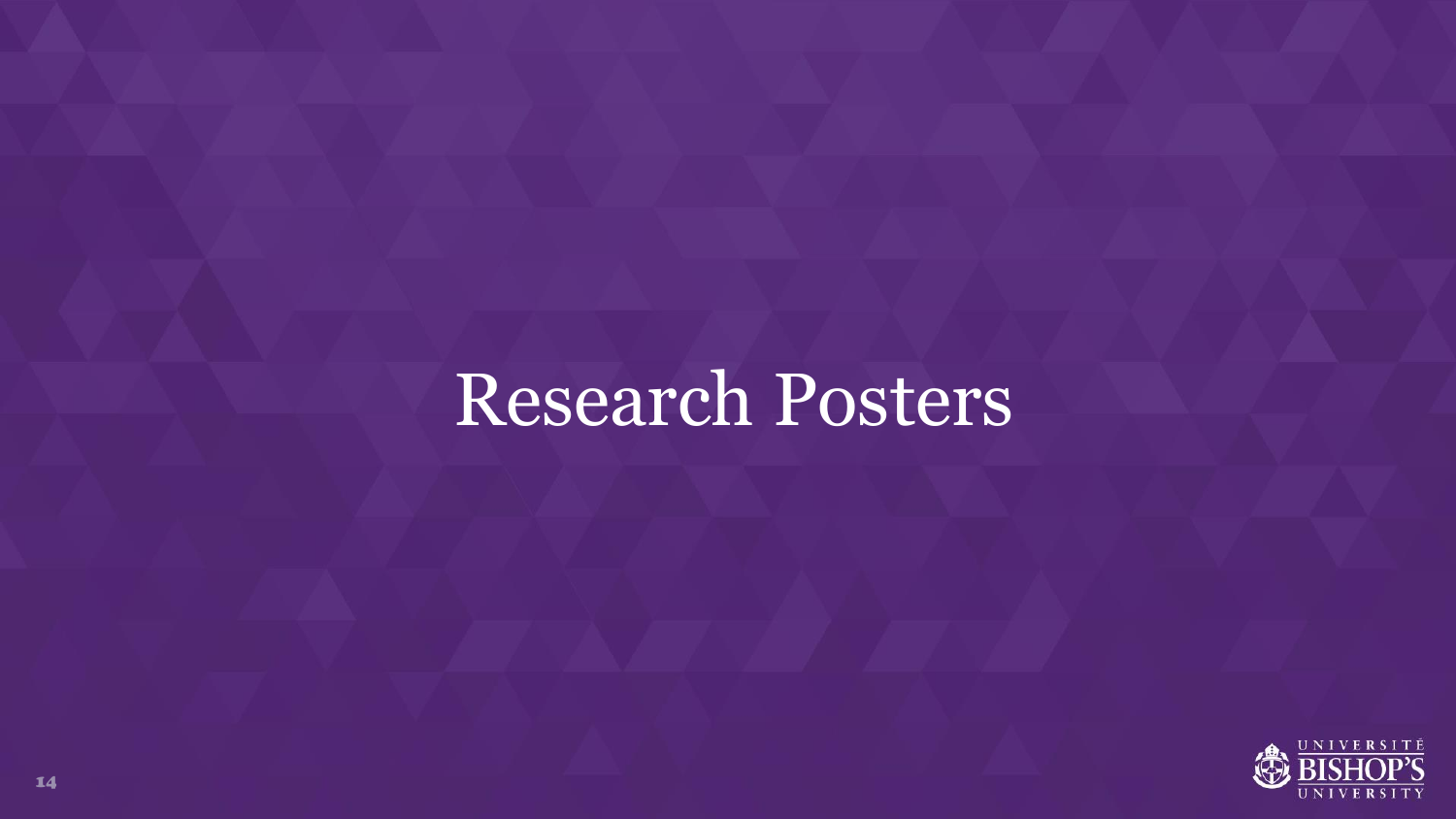# Research Posters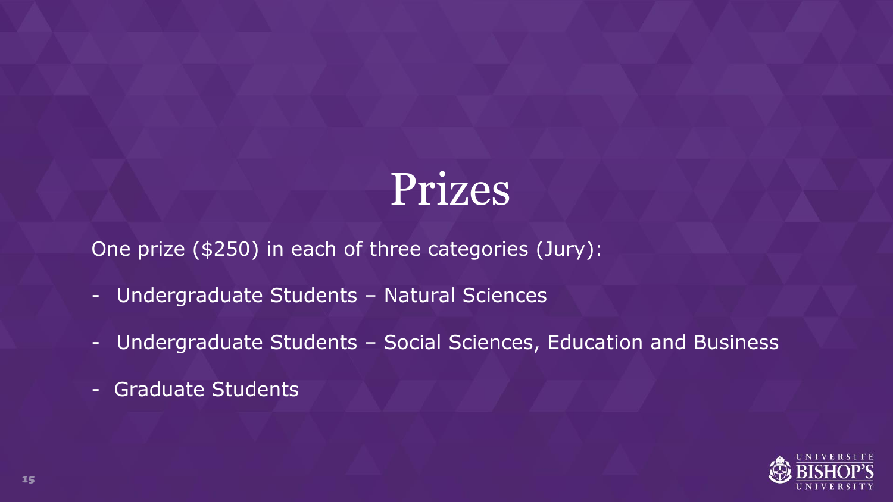# Prizes

One prize ($250) in each of three categories (Jury):

- Undergraduate Students – Natural Sciences
- Undergraduate Students – Social Sciences, Education and Business
- Graduate Students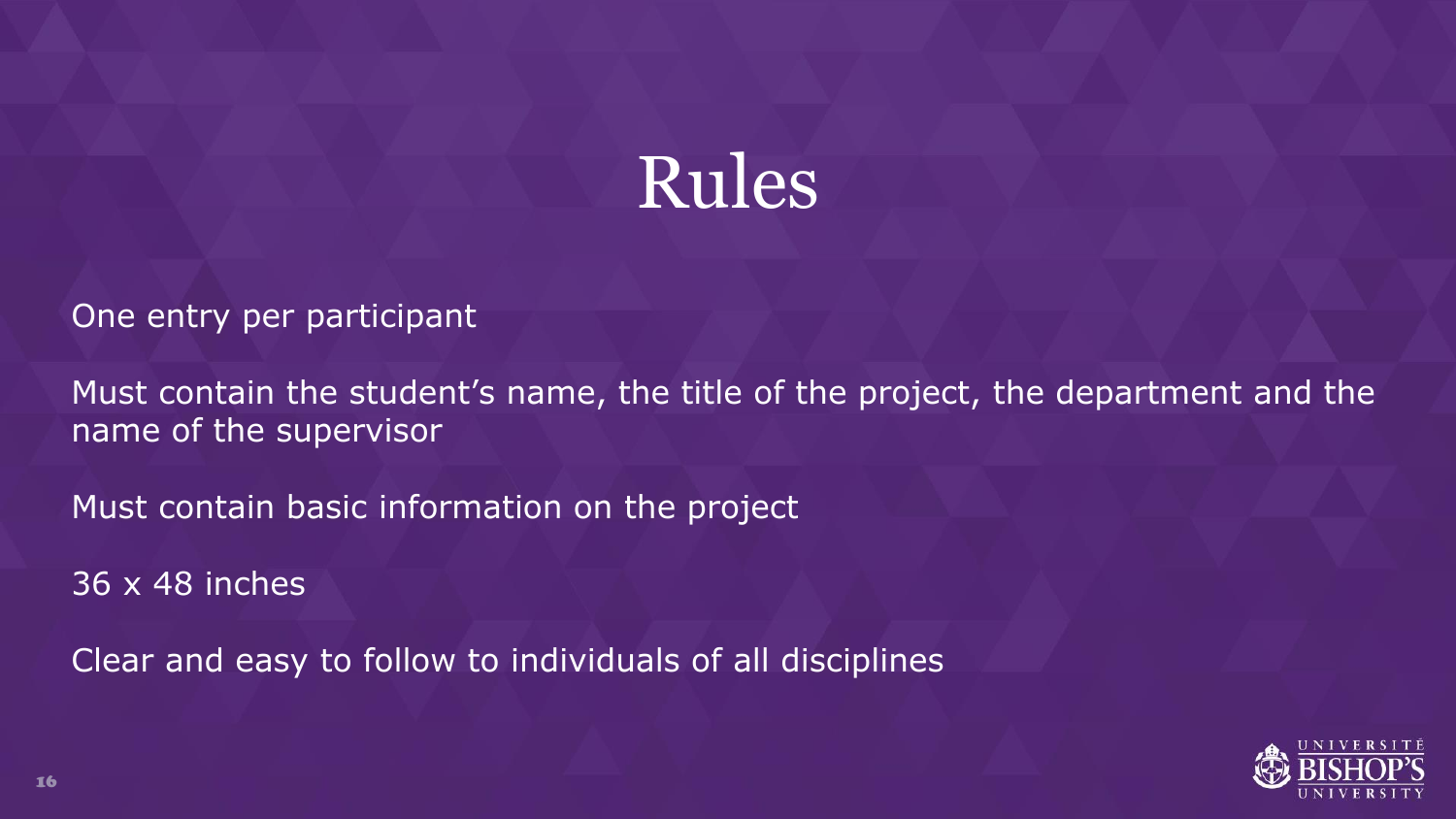# Rules

One entry per participant

Must contain the student's name, the title of the project, the department and the name of the supervisor

Must contain basic information on the project

36 x 48 inches

Clear and easy to follow to individuals of all disciplines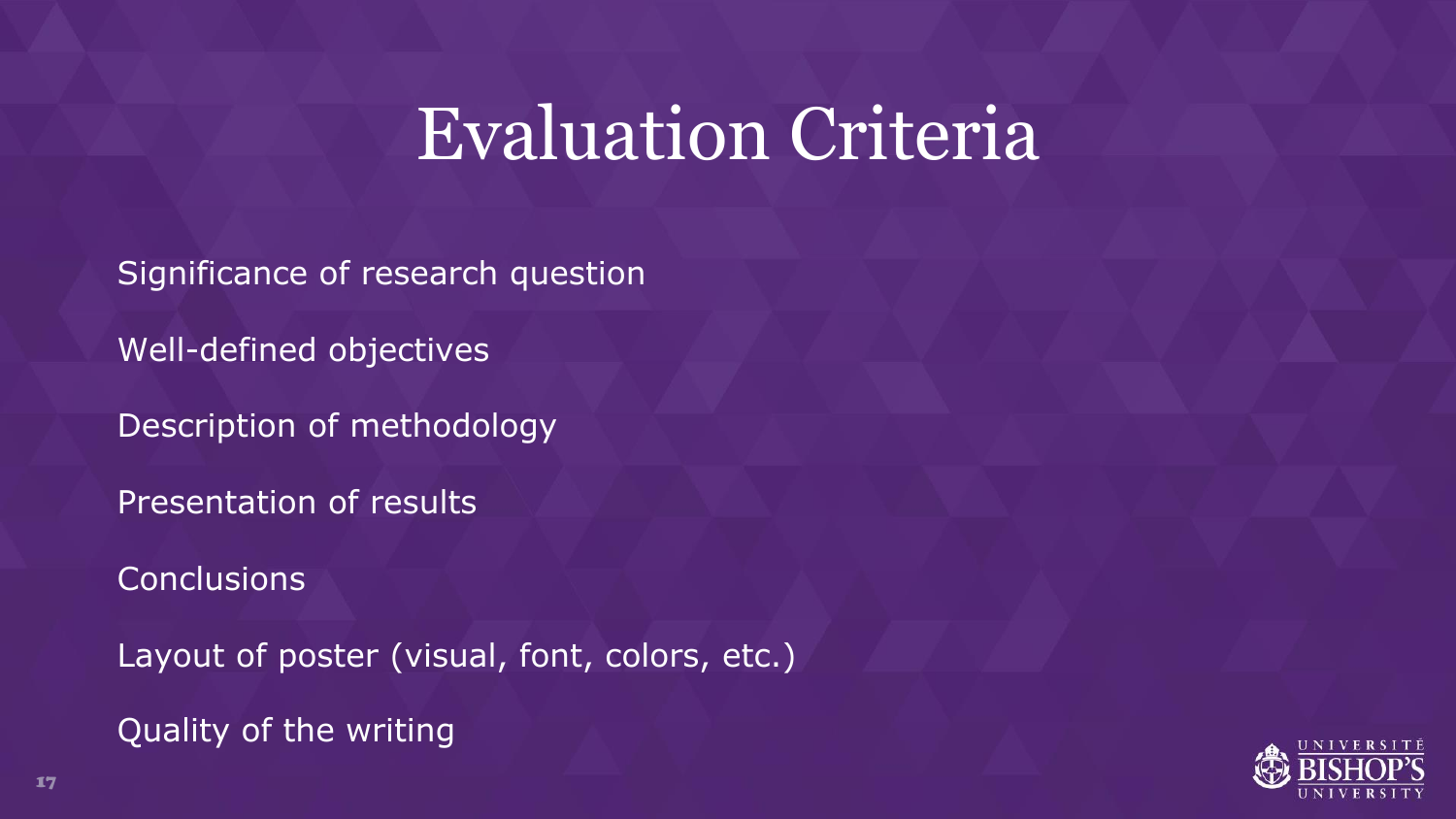# Evaluation Criteria

Significance of research question

Well-defined objectives

Description of methodology

Presentation of results

Conclusions

Layout of poster (visual, font, colors, etc.)

Quality of the writing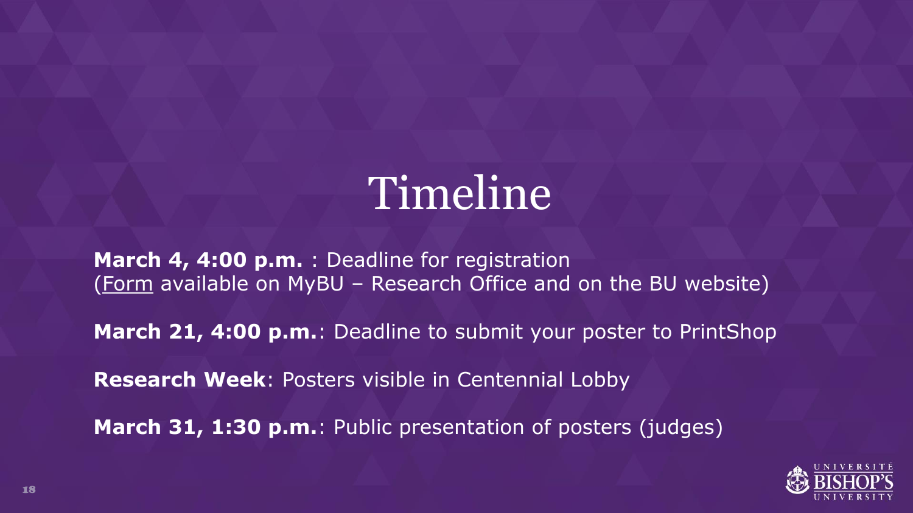# Timeline

**March 4, 4:00 p.m.** : Deadline for registration
(Form available on MyBU – Research Office and on the BU website)

**March 21, 4:00 p.m.**: Deadline to submit your poster to PrintShop

**Research Week**: Posters visible in Centennial Lobby

**March 31, 1:30 p.m.**: Public presentation of posters (judges)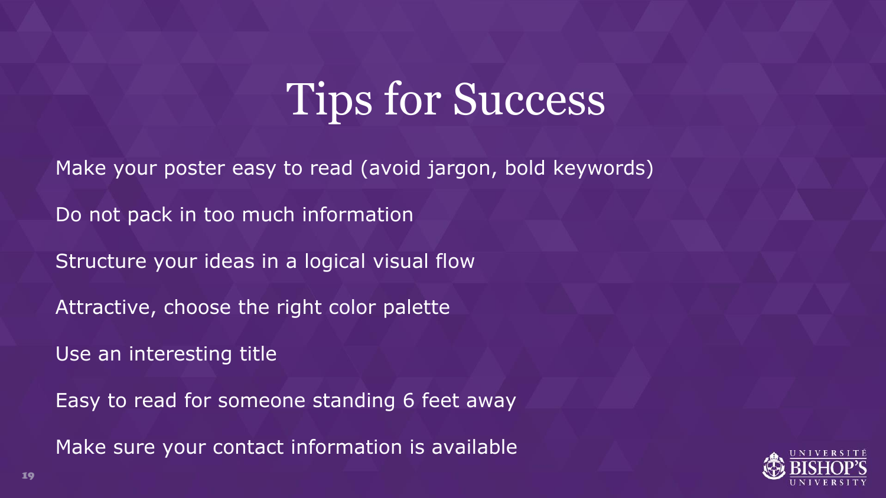# Tips for Success

Make your poster easy to read (avoid jargon, bold keywords)

Do not pack in too much information

Structure your ideas in a logical visual flow

Attractive, choose the right color palette

Use an interesting title

Easy to read for someone standing 6 feet away

Make sure your contact information is available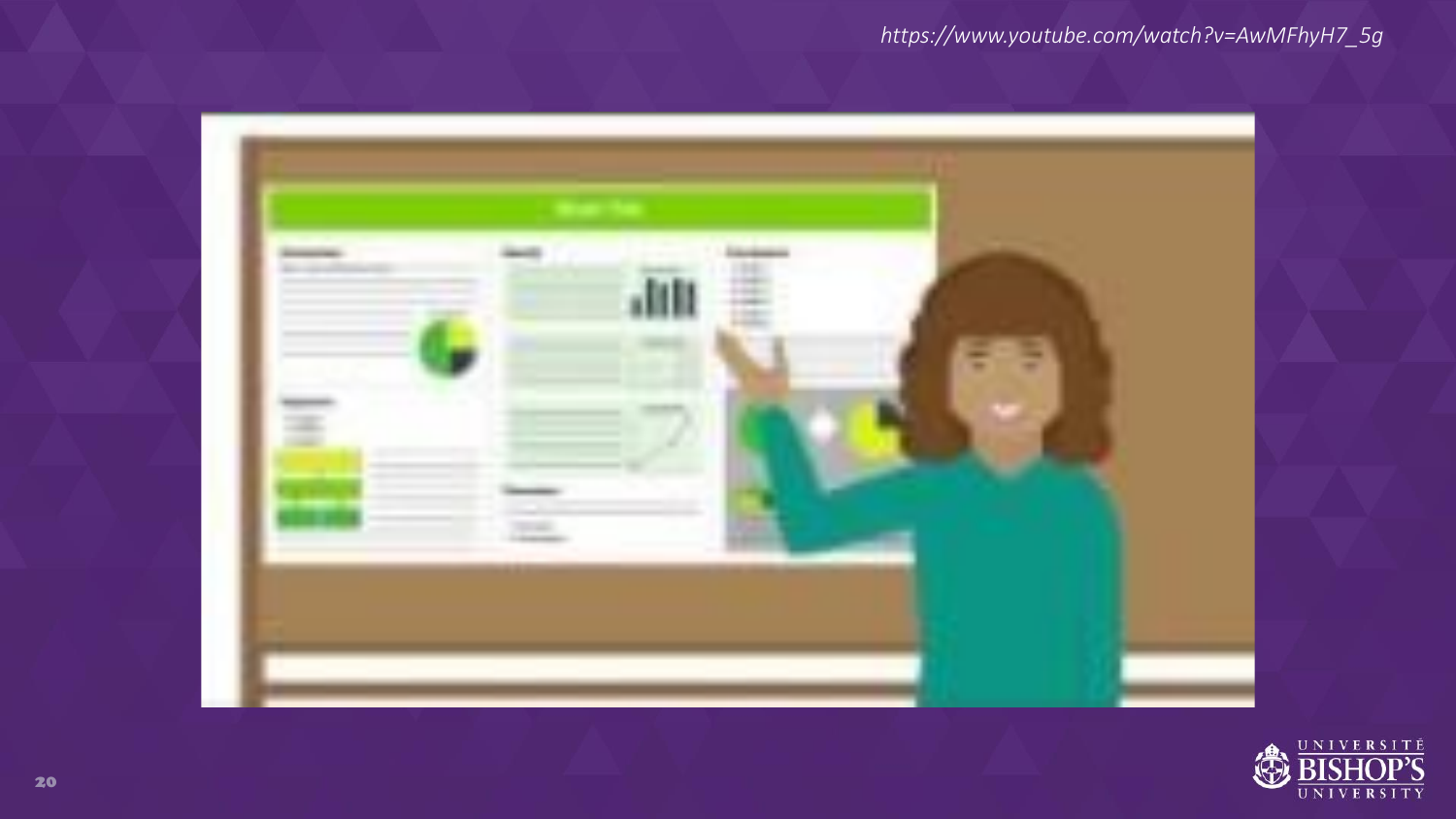*https://www.youtube.com/watch?v=AwMFhyH7_5g*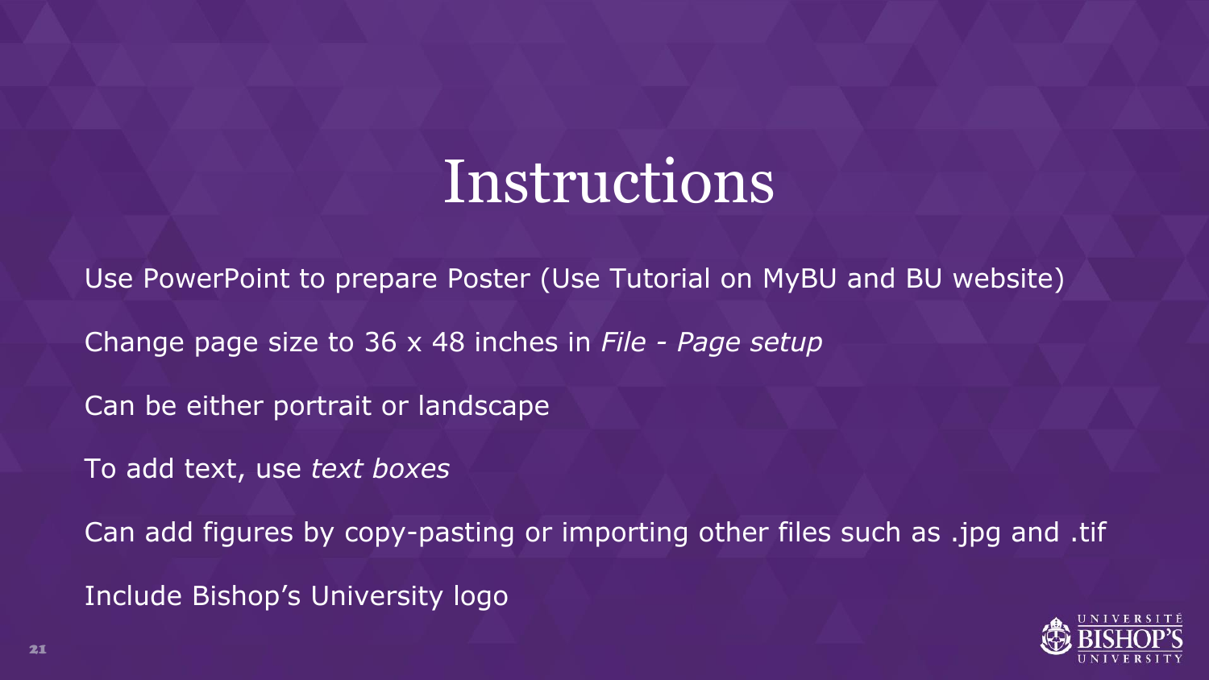# Instructions

Use PowerPoint to prepare Poster (Use Tutorial on MyBU and BU website)

Change page size to 36 x 48 inches in *File - Page setup*

Can be either portrait or landscape

To add text, use *text boxes*

Can add figures by copy-pasting or importing other files such as .jpg and .tif

Include Bishop's University logo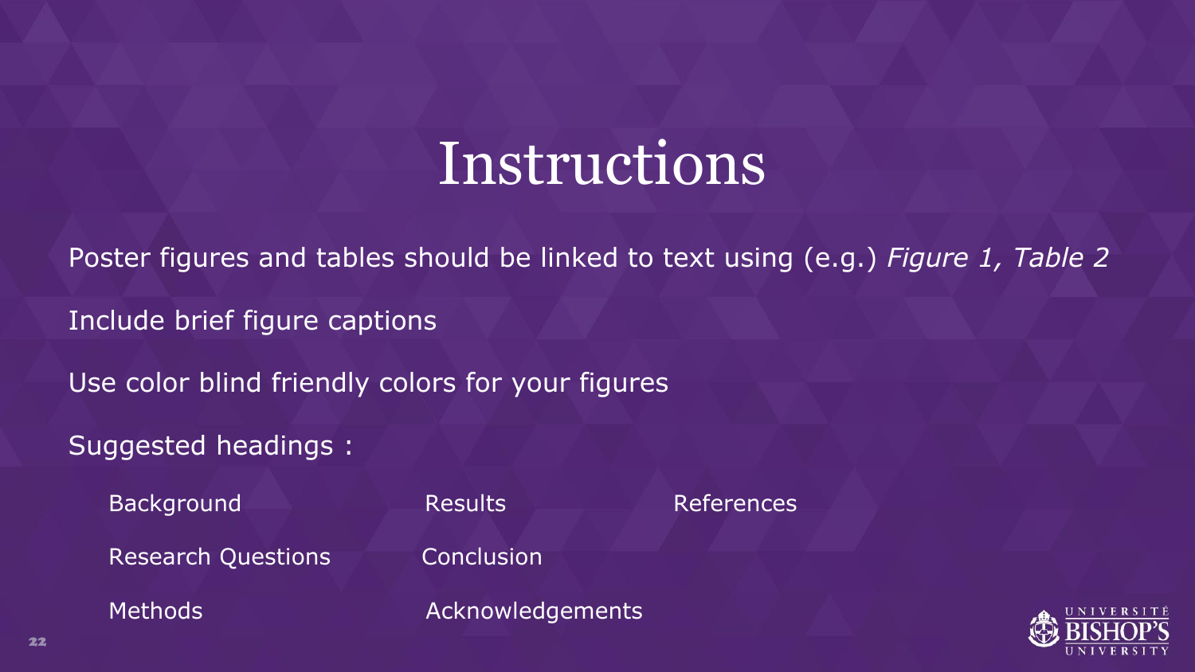# Instructions

Poster figures and tables should be linked to text using (e.g.) *Figure 1, Table 2*

Include brief figure captions

Use color blind friendly colors for your figures

Suggested headings :

- Background
- Research Questions
- Methods
- Results
- Conclusion
- Acknowledgements
- References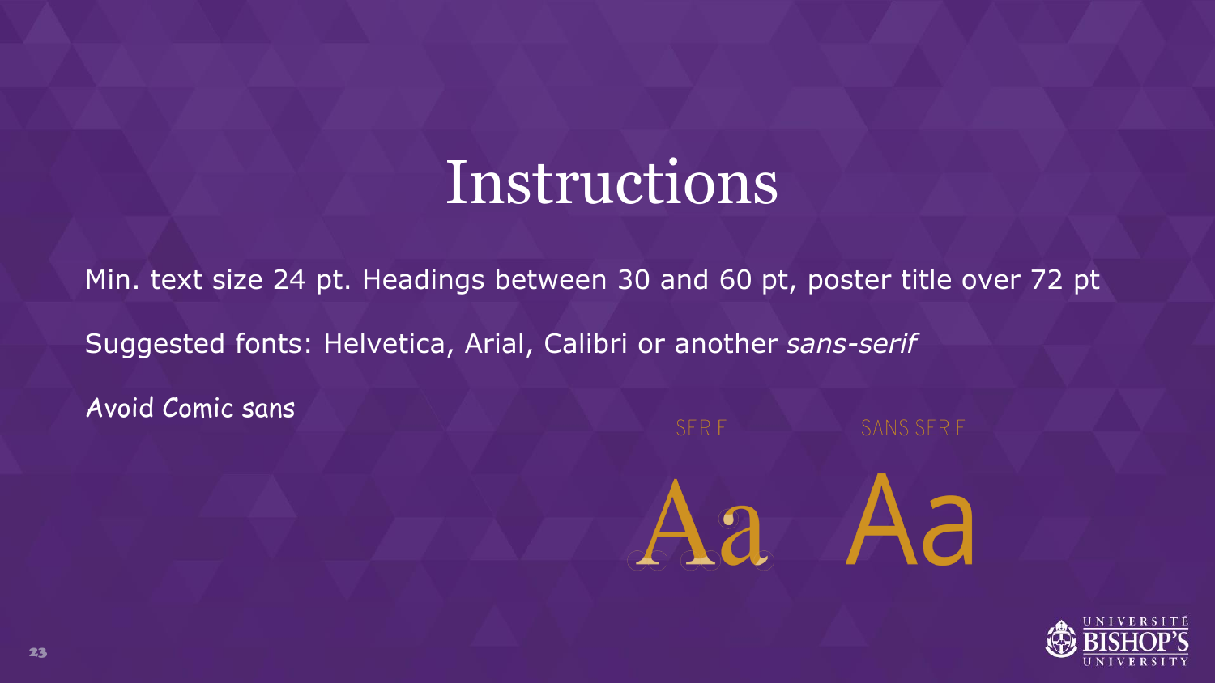# Instructions

Min. text size 24 pt. Headings between 30 and 60 pt, poster title over 72 pt

Suggested fonts: Helvetica, Arial, Calibri or another *sans-serif*

Avoid Comic sans

SERIF

Aa

SANS SERIF

Aa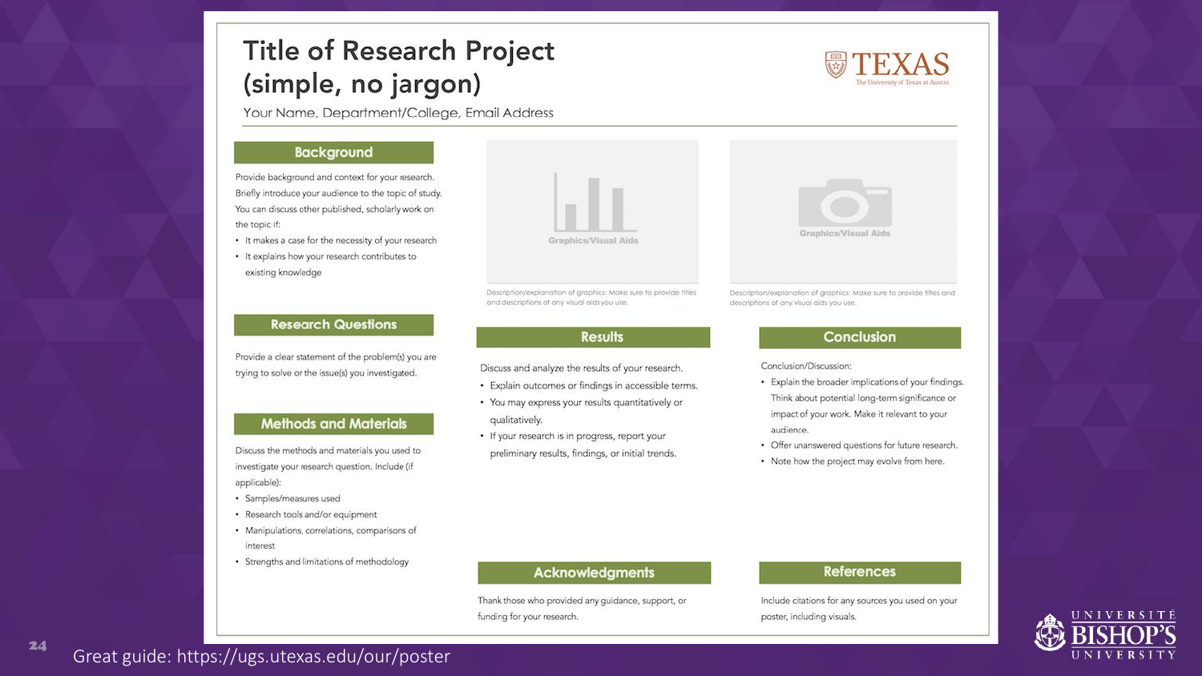# Title of Research Project (simple, no jargon)

Your Name, Department/College, Email Address

TEXAS
The University of Texas at Austin

## Background

Provide background and context for your research. Briefly introduce your audience to the topic of study. You can discuss other published, scholarly work on the topic if:

- It makes a case for the necessity of your research
- It explains how your research contributes to existing knowledge

## Research Questions

Provide a clear statement of the problem(s) you are trying to solve or the issue(s) you investigated.

## Methods and Materials

Discuss the methods and materials you used to investigate your research question. Include (if applicable):

- Samples/measures used
- Research tools and/or equipment
- Manipulations, correlations, comparisons of interest
- Strengths and limitations of methodology

Graphics/Visual Aids

Description/explanation of graphics: Make sure to provide titles and descriptions of any visual aids you use.

Graphics/Visual Aids

Description/explanation of graphics: Make sure to provide titles and descriptions of any visual aids you use.

## Results

Discuss and analyze the results of your research.

- Explain outcomes or findings in accessible terms.
- You may express your results quantitatively or qualitatively.
- If your research is in progress, report your preliminary results, findings, or initial trends.

## Conclusion

Conclusion/Discussion:

- Explain the broader implications of your findings. Think about potential long-term significance or impact of your work. Make it relevant to your audience.
- Offer unanswered questions for future research.
- Note how the project may evolve from here.

## Acknowledgments

Thank those who provided any guidance, support, or funding for your research.

## References

Include citations for any sources you used on your poster, including visuals.

Great guide: https://ugs.utexas.edu/our/poster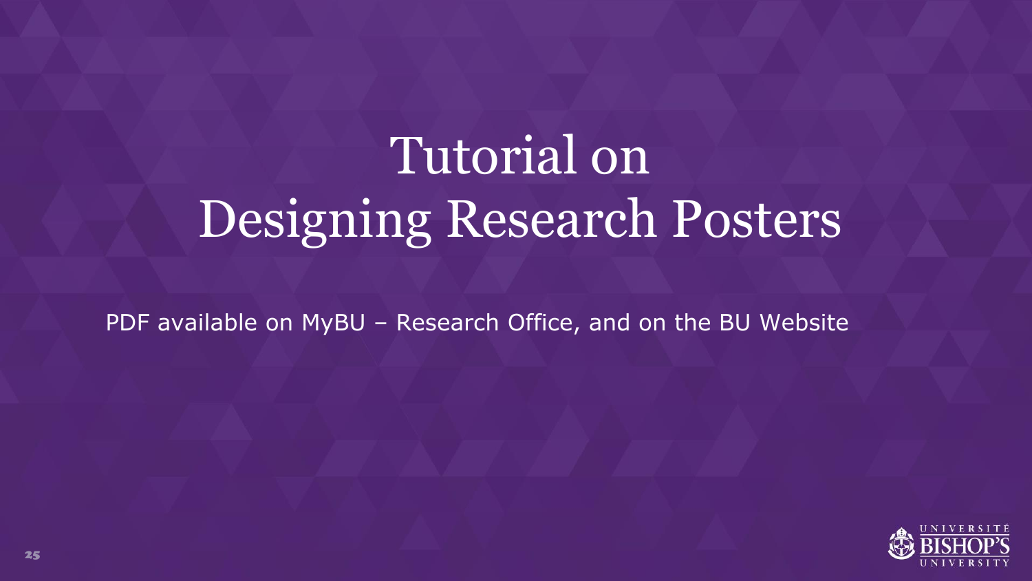# Tutorial on Designing Research Posters

PDF available on MyBU – Research Office, and on the BU Website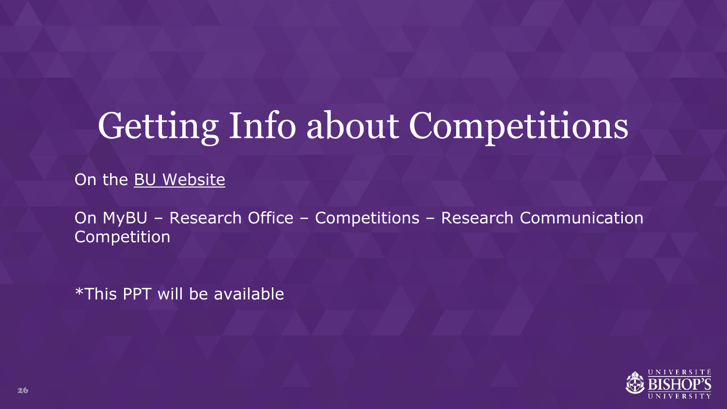# Getting Info about Competitions

On the BU Website

On MyBU – Research Office – Competitions – Research Communication Competition

*This PPT will be available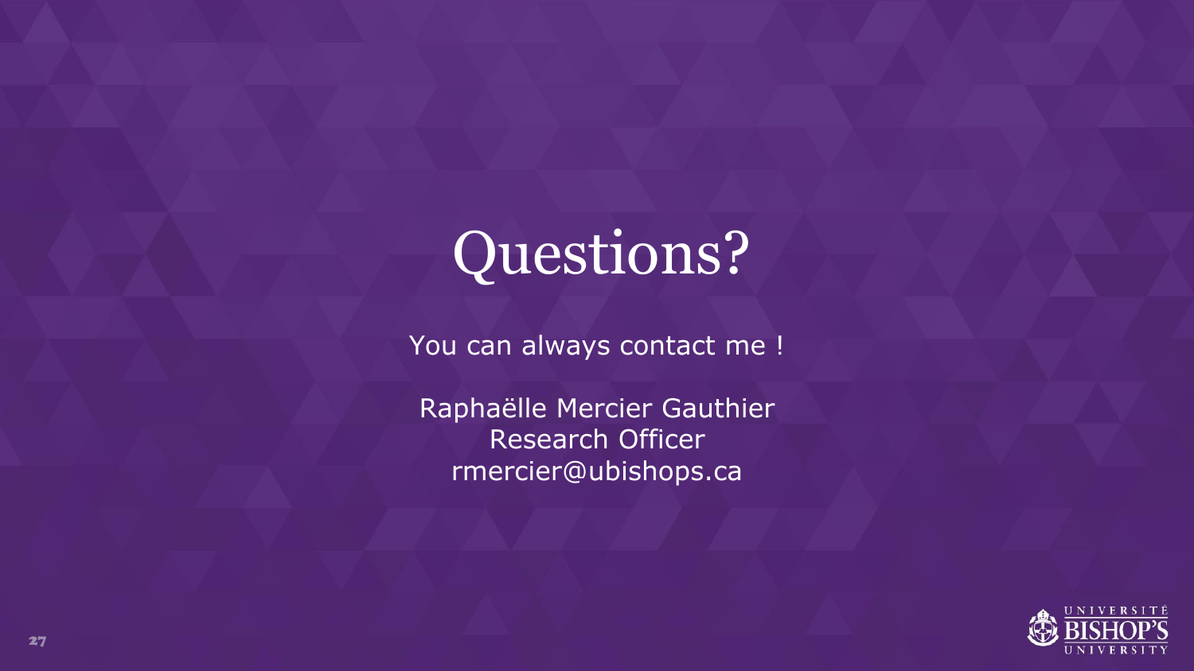# Questions?

You can always contact me !

Raphaëlle Mercier Gauthier
Research Officer
rmercier@ubishops.ca